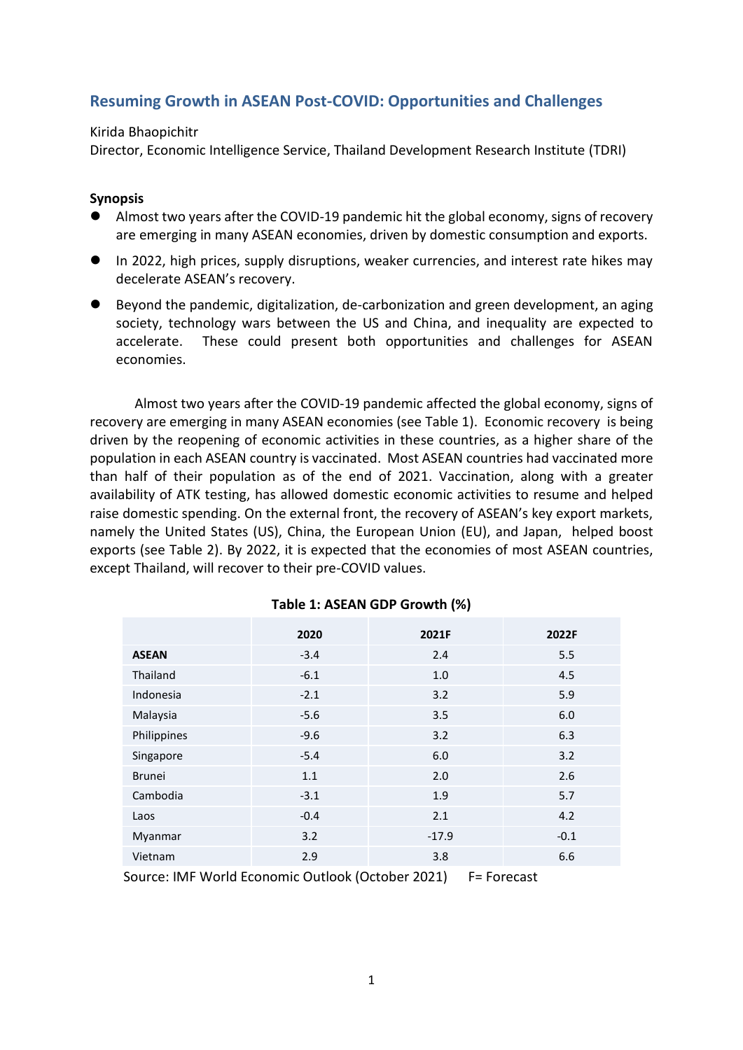# Resuming Growth in ASEAN Post-COVID: Opportunities and Challenges

Kirida Bhaopichitr
Director, Economic Intelligence Service, Thailand Development Research Institute (TDRI)

**Synopsis**

- Almost two years after the COVID-19 pandemic hit the global economy, signs of recovery are emerging in many ASEAN economies, driven by domestic consumption and exports.
- In 2022, high prices, supply disruptions, weaker currencies, and interest rate hikes may decelerate ASEAN's recovery.
- Beyond the pandemic, digitalization, de-carbonization and green development, an aging society, technology wars between the US and China, and inequality are expected to accelerate. These could present both opportunities and challenges for ASEAN economies.

Almost two years after the COVID-19 pandemic affected the global economy, signs of recovery are emerging in many ASEAN economies (see Table 1). Economic recovery is being driven by the reopening of economic activities in these countries, as a higher share of the population in each ASEAN country is vaccinated. Most ASEAN countries had vaccinated more than half of their population as of the end of 2021. Vaccination, along with a greater availability of ATK testing, has allowed domestic economic activities to resume and helped raise domestic spending. On the external front, the recovery of ASEAN's key export markets, namely the United States (US), China, the European Union (EU), and Japan, helped boost exports (see Table 2). By 2022, it is expected that the economies of most ASEAN countries, except Thailand, will recover to their pre-COVID values.

**Table 1: ASEAN GDP Growth (%)**

| | 2020 | 2021F | 2022F |
|---|---|---|---|
| **ASEAN** | -3.4 | 2.4 | 5.5 |
| Thailand | -6.1 | 1.0 | 4.5 |
| Indonesia | -2.1 | 3.2 | 5.9 |
| Malaysia | -5.6 | 3.5 | 6.0 |
| Philippines | -9.6 | 3.2 | 6.3 |
| Singapore | -5.4 | 6.0 | 3.2 |
| Brunei | 1.1 | 2.0 | 2.6 |
| Cambodia | -3.1 | 1.9 | 5.7 |
| Laos | -0.4 | 2.1 | 4.2 |
| Myanmar | 3.2 | -17.9 | -0.1 |
| Vietnam | 2.9 | 3.8 | 6.6 |

Source: IMF World Economic Outlook (October 2021) F= Forecast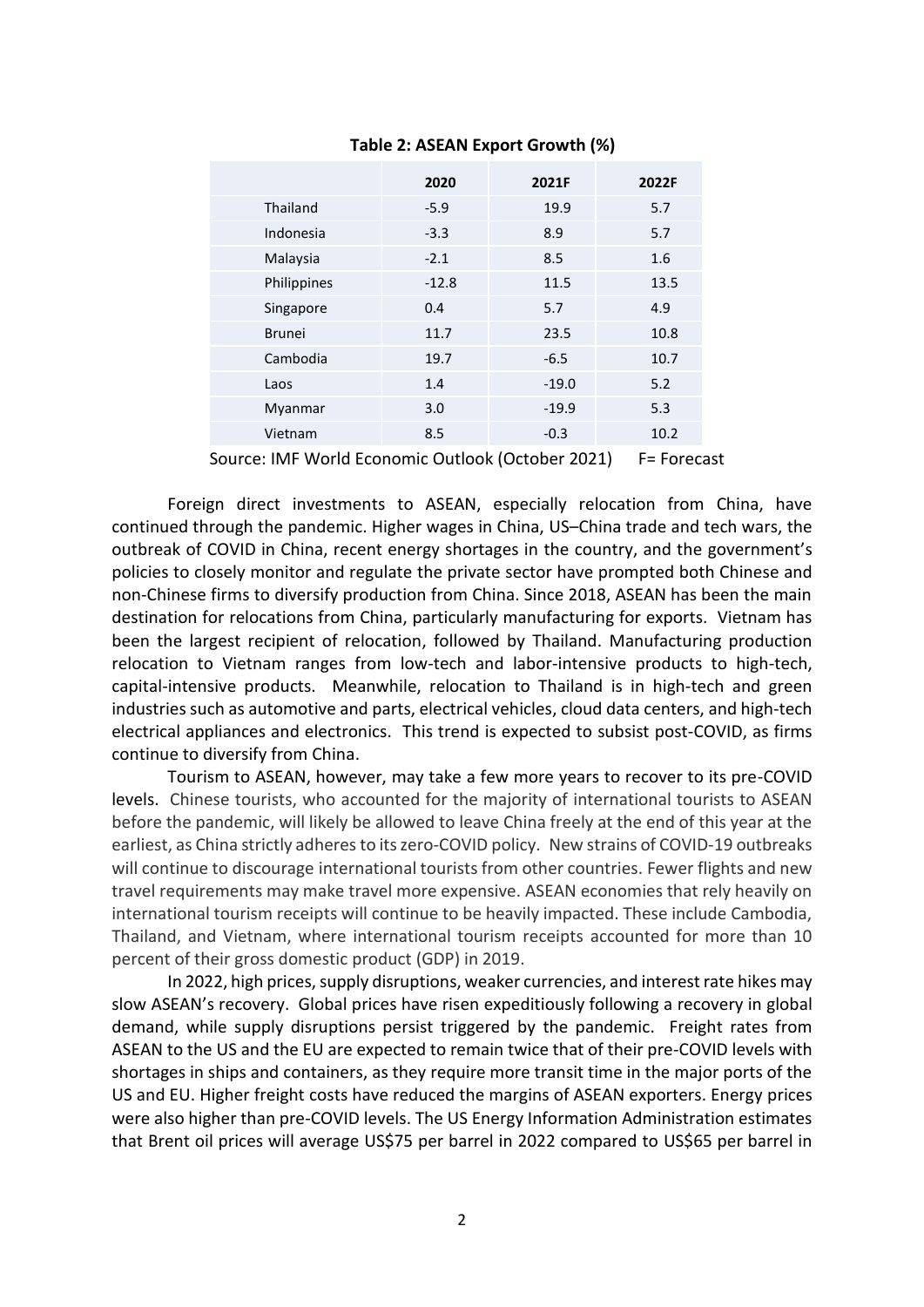**Table 2: ASEAN Export Growth (%)**

| | 2020 | 2021F | 2022F |
|---|---|---|---|
| Thailand | -5.9 | 19.9 | 5.7 |
| Indonesia | -3.3 | 8.9 | 5.7 |
| Malaysia | -2.1 | 8.5 | 1.6 |
| Philippines | -12.8 | 11.5 | 13.5 |
| Singapore | 0.4 | 5.7 | 4.9 |
| Brunei | 11.7 | 23.5 | 10.8 |
| Cambodia | 19.7 | -6.5 | 10.7 |
| Laos | 1.4 | -19.0 | 5.2 |
| Myanmar | 3.0 | -19.9 | 5.3 |
| Vietnam | 8.5 | -0.3 | 10.2 |

Source: IMF World Economic Outlook (October 2021)  F= Forecast

Foreign direct investments to ASEAN, especially relocation from China, have continued through the pandemic. Higher wages in China, US–China trade and tech wars, the outbreak of COVID in China, recent energy shortages in the country, and the government's policies to closely monitor and regulate the private sector have prompted both Chinese and non-Chinese firms to diversify production from China. Since 2018, ASEAN has been the main destination for relocations from China, particularly manufacturing for exports. Vietnam has been the largest recipient of relocation, followed by Thailand. Manufacturing production relocation to Vietnam ranges from low-tech and labor-intensive products to high-tech, capital-intensive products. Meanwhile, relocation to Thailand is in high-tech and green industries such as automotive and parts, electrical vehicles, cloud data centers, and high-tech electrical appliances and electronics. This trend is expected to subsist post-COVID, as firms continue to diversify from China.

Tourism to ASEAN, however, may take a few more years to recover to its pre-COVID levels. Chinese tourists, who accounted for the majority of international tourists to ASEAN before the pandemic, will likely be allowed to leave China freely at the end of this year at the earliest, as China strictly adheres to its zero-COVID policy. New strains of COVID-19 outbreaks will continue to discourage international tourists from other countries. Fewer flights and new travel requirements may make travel more expensive. ASEAN economies that rely heavily on international tourism receipts will continue to be heavily impacted. These include Cambodia, Thailand, and Vietnam, where international tourism receipts accounted for more than 10 percent of their gross domestic product (GDP) in 2019.

In 2022, high prices, supply disruptions, weaker currencies, and interest rate hikes may slow ASEAN's recovery. Global prices have risen expeditiously following a recovery in global demand, while supply disruptions persist triggered by the pandemic. Freight rates from ASEAN to the US and the EU are expected to remain twice that of their pre-COVID levels with shortages in ships and containers, as they require more transit time in the major ports of the US and EU. Higher freight costs have reduced the margins of ASEAN exporters. Energy prices were also higher than pre-COVID levels. The US Energy Information Administration estimates that Brent oil prices will average US$75 per barrel in 2022 compared to US$65 per barrel in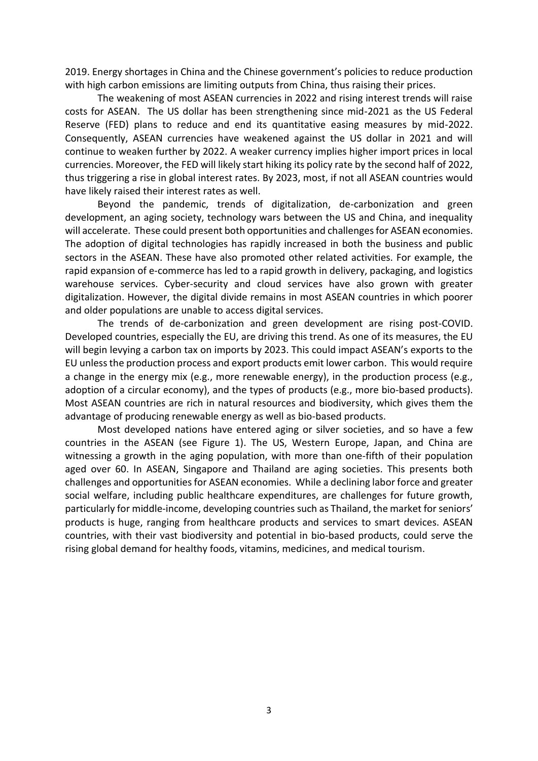2019. Energy shortages in China and the Chinese government's policies to reduce production with high carbon emissions are limiting outputs from China, thus raising their prices.

The weakening of most ASEAN currencies in 2022 and rising interest trends will raise costs for ASEAN. The US dollar has been strengthening since mid-2021 as the US Federal Reserve (FED) plans to reduce and end its quantitative easing measures by mid-2022. Consequently, ASEAN currencies have weakened against the US dollar in 2021 and will continue to weaken further by 2022. A weaker currency implies higher import prices in local currencies. Moreover, the FED will likely start hiking its policy rate by the second half of 2022, thus triggering a rise in global interest rates. By 2023, most, if not all ASEAN countries would have likely raised their interest rates as well.

Beyond the pandemic, trends of digitalization, de-carbonization and green development, an aging society, technology wars between the US and China, and inequality will accelerate. These could present both opportunities and challenges for ASEAN economies. The adoption of digital technologies has rapidly increased in both the business and public sectors in the ASEAN. These have also promoted other related activities. For example, the rapid expansion of e-commerce has led to a rapid growth in delivery, packaging, and logistics warehouse services. Cyber-security and cloud services have also grown with greater digitalization. However, the digital divide remains in most ASEAN countries in which poorer and older populations are unable to access digital services.

The trends of de-carbonization and green development are rising post-COVID. Developed countries, especially the EU, are driving this trend. As one of its measures, the EU will begin levying a carbon tax on imports by 2023. This could impact ASEAN's exports to the EU unless the production process and export products emit lower carbon. This would require a change in the energy mix (e.g., more renewable energy), in the production process (e.g., adoption of a circular economy), and the types of products (e.g., more bio-based products). Most ASEAN countries are rich in natural resources and biodiversity, which gives them the advantage of producing renewable energy as well as bio-based products.

Most developed nations have entered aging or silver societies, and so have a few countries in the ASEAN (see Figure 1). The US, Western Europe, Japan, and China are witnessing a growth in the aging population, with more than one-fifth of their population aged over 60. In ASEAN, Singapore and Thailand are aging societies. This presents both challenges and opportunities for ASEAN economies. While a declining labor force and greater social welfare, including public healthcare expenditures, are challenges for future growth, particularly for middle-income, developing countries such as Thailand, the market for seniors' products is huge, ranging from healthcare products and services to smart devices. ASEAN countries, with their vast biodiversity and potential in bio-based products, could serve the rising global demand for healthy foods, vitamins, medicines, and medical tourism.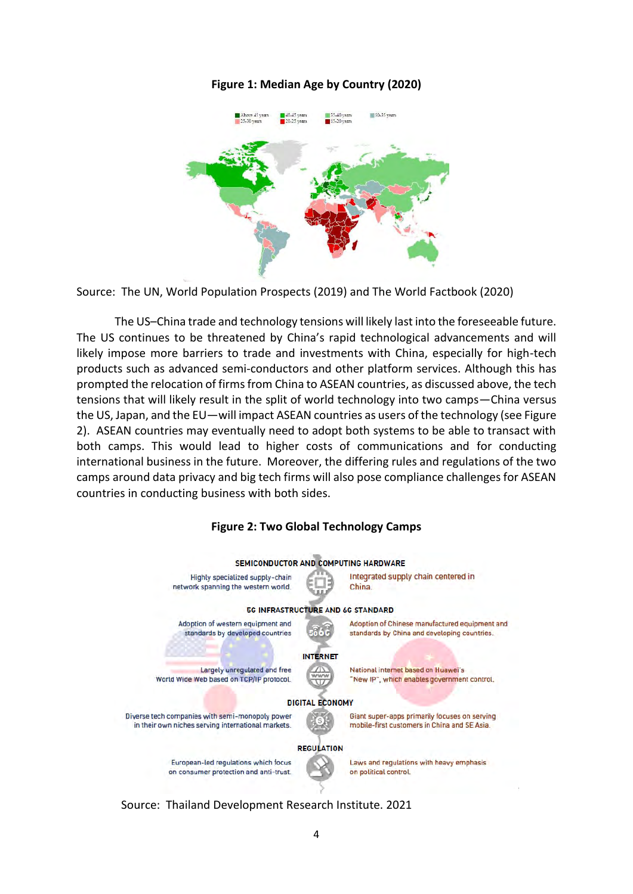**Figure 1: Median Age by Country (2020)**

Source: The UN, World Population Prospects (2019) and The World Factbook (2020)

The US–China trade and technology tensions will likely last into the foreseeable future. The US continues to be threatened by China's rapid technological advancements and will likely impose more barriers to trade and investments with China, especially for high-tech products such as advanced semi-conductors and other platform services. Although this has prompted the relocation of firms from China to ASEAN countries, as discussed above, the tech tensions that will likely result in the split of world technology into two camps—China versus the US, Japan, and the EU—will impact ASEAN countries as users of the technology (see Figure 2). ASEAN countries may eventually need to adopt both systems to be able to transact with both camps. This would lead to higher costs of communications and for conducting international business in the future. Moreover, the differing rules and regulations of the two camps around data privacy and big tech firms will also pose compliance challenges for ASEAN countries in conducting business with both sides.

**Figure 2: Two Global Technology Camps**

Source: Thailand Development Research Institute. 2021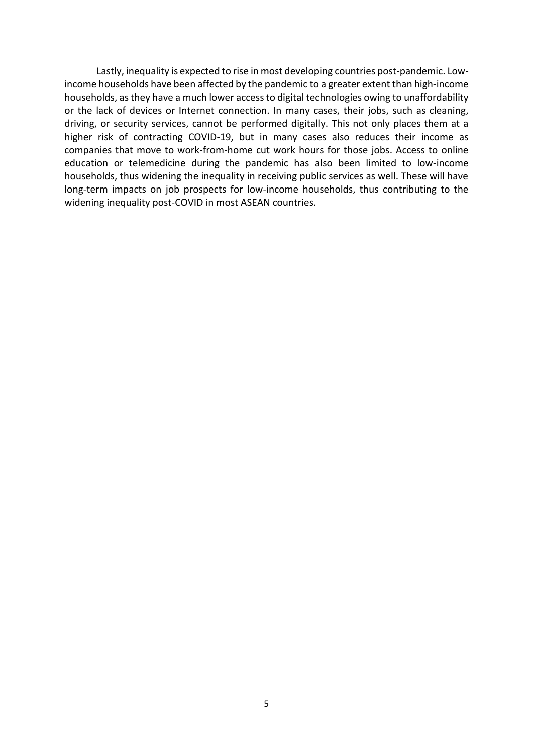Lastly, inequality is expected to rise in most developing countries post-pandemic. Low-income households have been affected by the pandemic to a greater extent than high-income households, as they have a much lower access to digital technologies owing to unaffordability or the lack of devices or Internet connection. In many cases, their jobs, such as cleaning, driving, or security services, cannot be performed digitally. This not only places them at a higher risk of contracting COVID-19, but in many cases also reduces their income as companies that move to work-from-home cut work hours for those jobs. Access to online education or telemedicine during the pandemic has also been limited to low-income households, thus widening the inequality in receiving public services as well. These will have long-term impacts on job prospects for low-income households, thus contributing to the widening inequality post-COVID in most ASEAN countries.